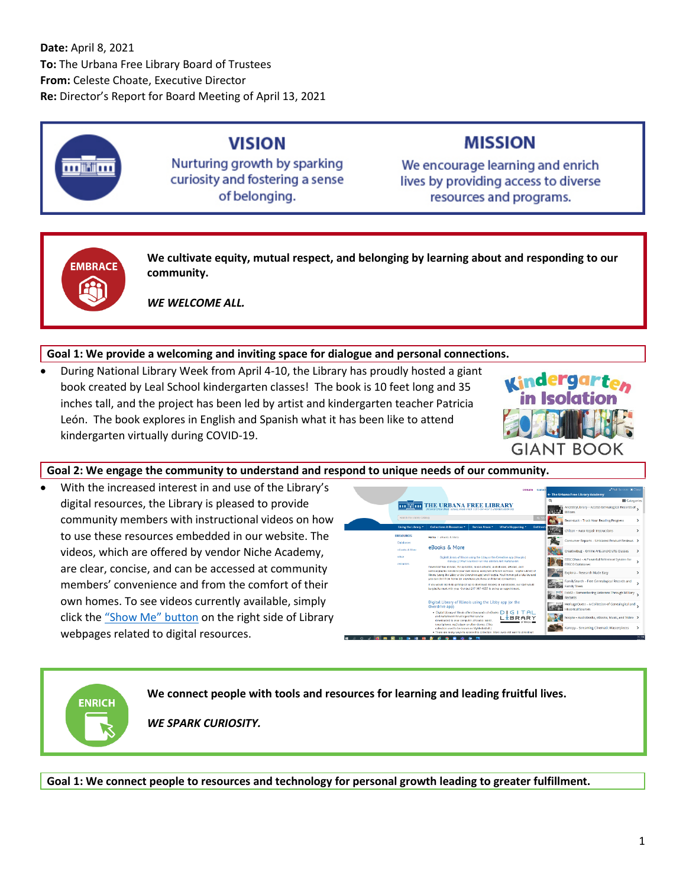**Date:** April 8, 2021
**To:** The Urbana Free Library Board of Trustees
**From:** Celeste Choate, Executive Director
**Re:** Director's Report for Board Meeting of April 13, 2021

## VISION

Nurturing growth by sparking curiosity and fostering a sense of belonging.

## MISSION

We encourage learning and enrich lives by providing access to diverse resources and programs.

## EMBRACE

**We cultivate equity, mutual respect, and belonging by learning about and responding to our community.**

***WE WELCOME ALL.***

### Goal 1: We provide a welcoming and inviting space for dialogue and personal connections.

- During National Library Week from April 4-10, the Library has proudly hosted a giant book created by Leal School kindergarten classes! The book is 10 feet long and 35 inches tall, and the project has been led by artist and kindergarten teacher Patricia León. The book explores in English and Spanish what it has been like to attend kindergarten virtually during COVID-19.

### Goal 2: We engage the community to understand and respond to unique needs of our community.

- With the increased interest in and use of the Library's digital resources, the Library is pleased to provide community members with instructional videos on how to use these resources embedded in our website. The videos, which are offered by vendor Niche Academy, are clear, concise, and can be accessed at community members' convenience and from the comfort of their own homes. To see videos currently available, simply click the "Show Me" button on the right side of Library webpages related to digital resources.

## ENRICH

**We connect people with tools and resources for learning and leading fruitful lives.**

***WE SPARK CURIOSITY.***

### Goal 1: We connect people to resources and technology for personal growth leading to greater fulfillment.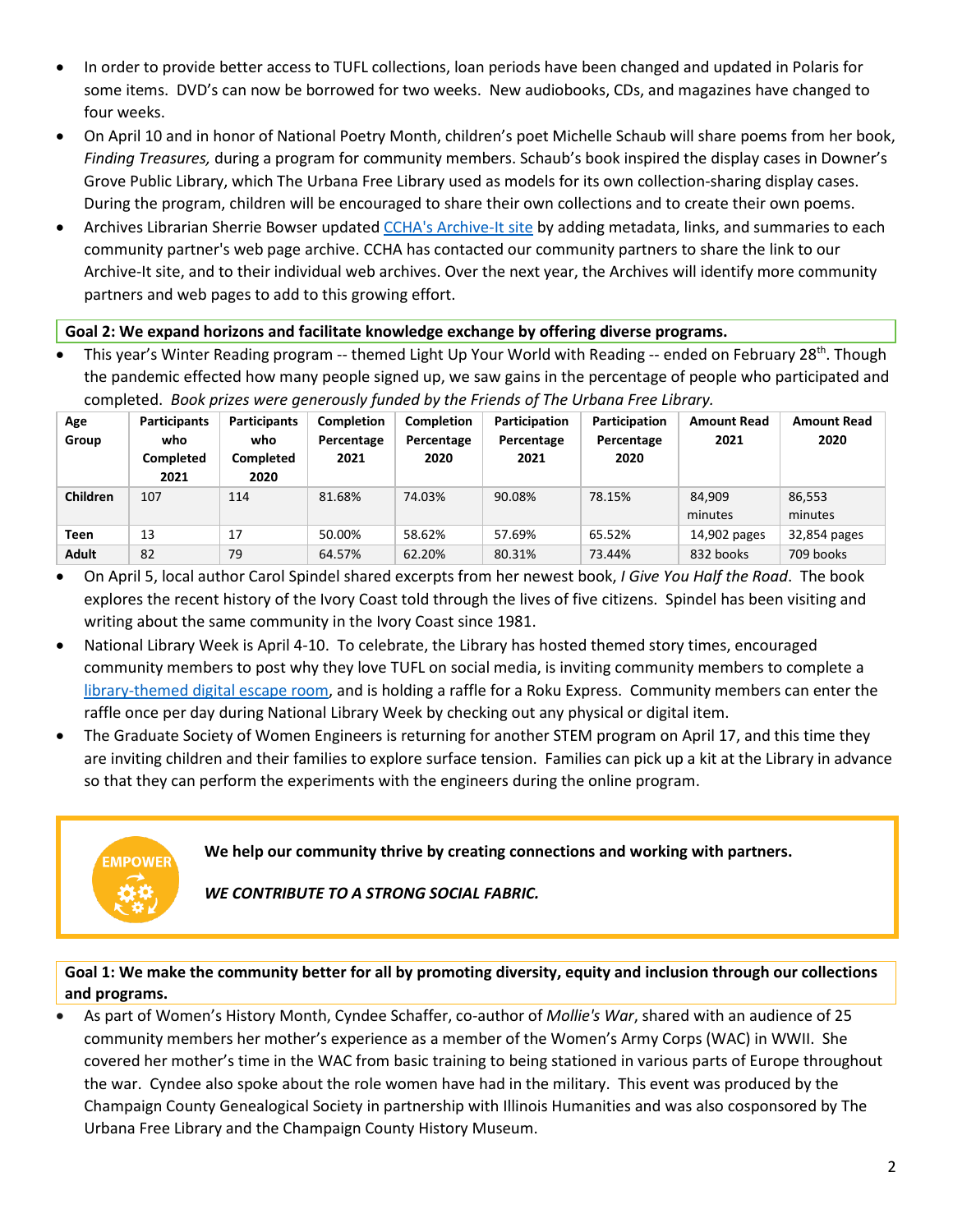- In order to provide better access to TUFL collections, loan periods have been changed and updated in Polaris for some items. DVD's can now be borrowed for two weeks. New audiobooks, CDs, and magazines have changed to four weeks.
- On April 10 and in honor of National Poetry Month, children's poet Michelle Schaub will share poems from her book, *Finding Treasures,* during a program for community members. Schaub's book inspired the display cases in Downer's Grove Public Library, which The Urbana Free Library used as models for its own collection-sharing display cases. During the program, children will be encouraged to share their own collections and to create their own poems.
- Archives Librarian Sherrie Bowser updated CCHA's Archive-It site by adding metadata, links, and summaries to each community partner's web page archive. CCHA has contacted our community partners to share the link to our Archive-It site, and to their individual web archives. Over the next year, the Archives will identify more community partners and web pages to add to this growing effort.

**Goal 2: We expand horizons and facilitate knowledge exchange by offering diverse programs.**

- This year's Winter Reading program -- themed Light Up Your World with Reading -- ended on February 28th. Though the pandemic effected how many people signed up, we saw gains in the percentage of people who participated and completed. *Book prizes were generously funded by the Friends of The Urbana Free Library.*

| Age Group | Participants who Completed 2021 | Participants who Completed 2020 | Completion Percentage 2021 | Completion Percentage 2020 | Participation Percentage 2021 | Participation Percentage 2020 | Amount Read 2021 | Amount Read 2020 |
|---|---|---|---|---|---|---|---|---|
| **Children** | 107 | 114 | 81.68% | 74.03% | 90.08% | 78.15% | 84,909 minutes | 86,553 minutes |
| **Teen** | 13 | 17 | 50.00% | 58.62% | 57.69% | 65.52% | 14,902 pages | 32,854 pages |
| **Adult** | 82 | 79 | 64.57% | 62.20% | 80.31% | 73.44% | 832 books | 709 books |

- On April 5, local author Carol Spindel shared excerpts from her newest book, *I Give You Half the Road*. The book explores the recent history of the Ivory Coast told through the lives of five citizens. Spindel has been visiting and writing about the same community in the Ivory Coast since 1981.
- National Library Week is April 4-10. To celebrate, the Library has hosted themed story times, encouraged community members to post why they love TUFL on social media, is inviting community members to complete a library-themed digital escape room, and is holding a raffle for a Roku Express. Community members can enter the raffle once per day during National Library Week by checking out any physical or digital item.
- The Graduate Society of Women Engineers is returning for another STEM program on April 17, and this time they are inviting children and their families to explore surface tension. Families can pick up a kit at the Library in advance so that they can perform the experiments with the engineers during the online program.

EMPOWER

**We help our community thrive by creating connections and working with partners.**

***WE CONTRIBUTE TO A STRONG SOCIAL FABRIC.***

**Goal 1: We make the community better for all by promoting diversity, equity and inclusion through our collections and programs.**

- As part of Women's History Month, Cyndee Schaffer, co-author of *Mollie's War*, shared with an audience of 25 community members her mother's experience as a member of the Women's Army Corps (WAC) in WWII. She covered her mother's time in the WAC from basic training to being stationed in various parts of Europe throughout the war. Cyndee also spoke about the role women have had in the military. This event was produced by the Champaign County Genealogical Society in partnership with Illinois Humanities and was also cosponsored by The Urbana Free Library and the Champaign County History Museum.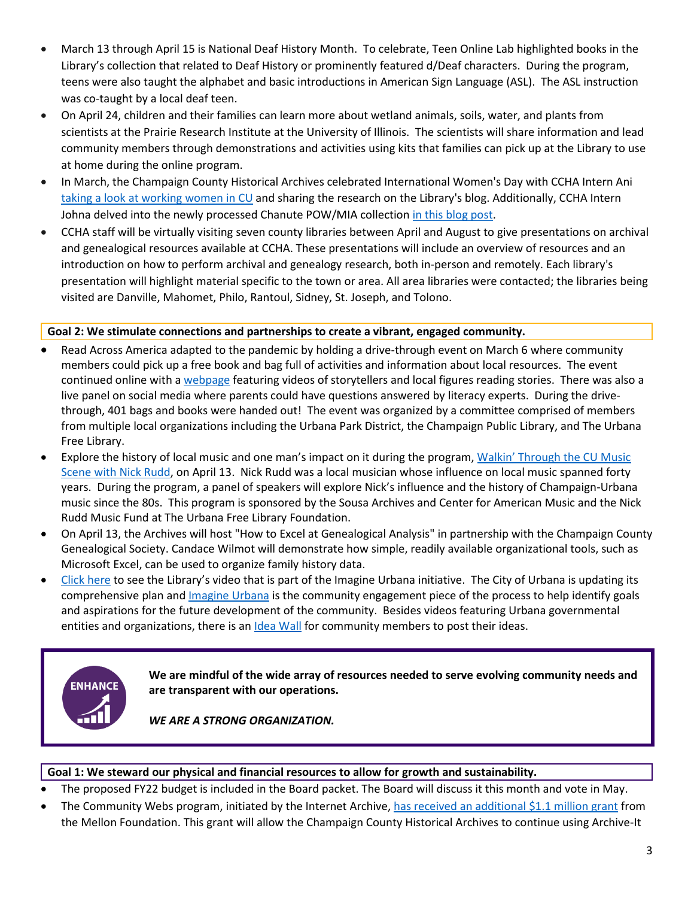- March 13 through April 15 is National Deaf History Month. To celebrate, Teen Online Lab highlighted books in the Library's collection that related to Deaf History or prominently featured d/Deaf characters. During the program, teens were also taught the alphabet and basic introductions in American Sign Language (ASL). The ASL instruction was co-taught by a local deaf teen.
- On April 24, children and their families can learn more about wetland animals, soils, water, and plants from scientists at the Prairie Research Institute at the University of Illinois. The scientists will share information and lead community members through demonstrations and activities using kits that families can pick up at the Library to use at home during the online program.
- In March, the Champaign County Historical Archives celebrated International Women's Day with CCHA Intern Ani taking a look at working women in CU and sharing the research on the Library's blog. Additionally, CCHA Intern Johna delved into the newly processed Chanute POW/MIA collection in this blog post.
- CCHA staff will be virtually visiting seven county libraries between April and August to give presentations on archival and genealogical resources available at CCHA. These presentations will include an overview of resources and an introduction on how to perform archival and genealogy research, both in-person and remotely. Each library's presentation will highlight material specific to the town or area. All area libraries were contacted; the libraries being visited are Danville, Mahomet, Philo, Rantoul, Sidney, St. Joseph, and Tolono.

**Goal 2: We stimulate connections and partnerships to create a vibrant, engaged community.**

- Read Across America adapted to the pandemic by holding a drive-through event on March 6 where community members could pick up a free book and bag full of activities and information about local resources. The event continued online with a webpage featuring videos of storytellers and local figures reading stories. There was also a live panel on social media where parents could have questions answered by literacy experts. During the drive-through, 401 bags and books were handed out! The event was organized by a committee comprised of members from multiple local organizations including the Urbana Park District, the Champaign Public Library, and The Urbana Free Library.
- Explore the history of local music and one man's impact on it during the program, Walkin' Through the CU Music Scene with Nick Rudd, on April 13. Nick Rudd was a local musician whose influence on local music spanned forty years. During the program, a panel of speakers will explore Nick's influence and the history of Champaign-Urbana music since the 80s. This program is sponsored by the Sousa Archives and Center for American Music and the Nick Rudd Music Fund at The Urbana Free Library Foundation.
- On April 13, the Archives will host "How to Excel at Genealogical Analysis" in partnership with the Champaign County Genealogical Society. Candace Wilmot will demonstrate how simple, readily available organizational tools, such as Microsoft Excel, can be used to organize family history data.
- Click here to see the Library's video that is part of the Imagine Urbana initiative. The City of Urbana is updating its comprehensive plan and Imagine Urbana is the community engagement piece of the process to help identify goals and aspirations for the future development of the community. Besides videos featuring Urbana governmental entities and organizations, there is an Idea Wall for community members to post their ideas.

ENHANCE

**We are mindful of the wide array of resources needed to serve evolving community needs and are transparent with our operations.**

***WE ARE A STRONG ORGANIZATION.***

**Goal 1: We steward our physical and financial resources to allow for growth and sustainability.**

- The proposed FY22 budget is included in the Board packet. The Board will discuss it this month and vote in May.
- The Community Webs program, initiated by the Internet Archive, has received an additional $1.1 million grant from the Mellon Foundation. This grant will allow the Champaign County Historical Archives to continue using Archive-It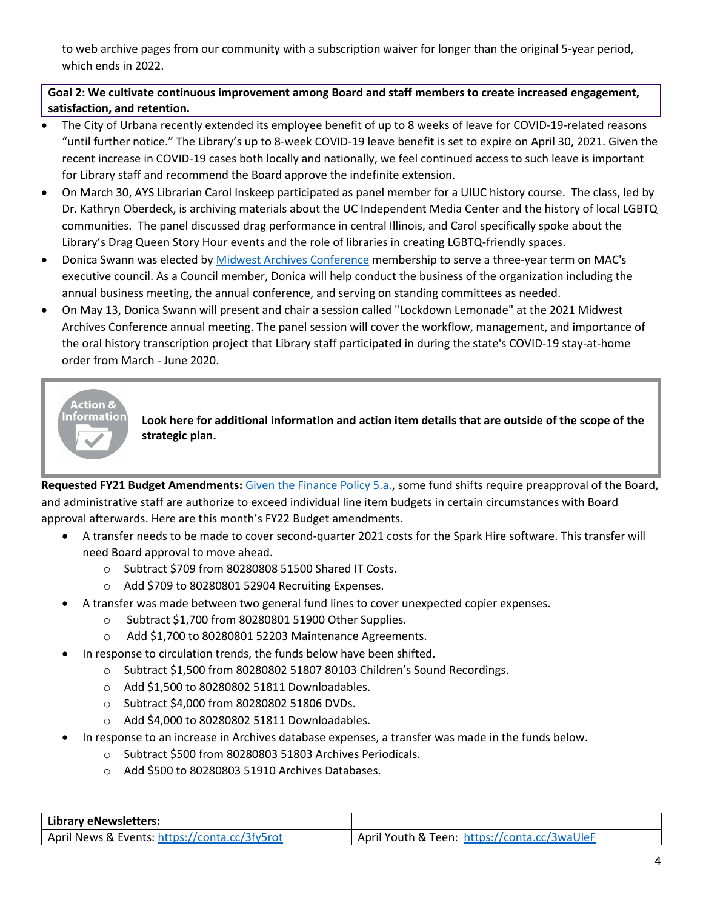to web archive pages from our community with a subscription waiver for longer than the original 5-year period, which ends in 2022.

**Goal 2: We cultivate continuous improvement among Board and staff members to create increased engagement, satisfaction, and retention.**

- The City of Urbana recently extended its employee benefit of up to 8 weeks of leave for COVID-19-related reasons "until further notice." The Library's up to 8-week COVID-19 leave benefit is set to expire on April 30, 2021. Given the recent increase in COVID-19 cases both locally and nationally, we feel continued access to such leave is important for Library staff and recommend the Board approve the indefinite extension.
- On March 30, AYS Librarian Carol Inskeep participated as panel member for a UIUC history course. The class, led by Dr. Kathryn Oberdeck, is archiving materials about the UC Independent Media Center and the history of local LGBTQ communities. The panel discussed drag performance in central Illinois, and Carol specifically spoke about the Library's Drag Queen Story Hour events and the role of libraries in creating LGBTQ-friendly spaces.
- Donica Swann was elected by Midwest Archives Conference membership to serve a three-year term on MAC's executive council. As a Council member, Donica will help conduct the business of the organization including the annual business meeting, the annual conference, and serving on standing committees as needed.
- On May 13, Donica Swann will present and chair a session called "Lockdown Lemonade" at the 2021 Midwest Archives Conference annual meeting. The panel session will cover the workflow, management, and importance of the oral history transcription project that Library staff participated in during the state's COVID-19 stay-at-home order from March - June 2020.

**Action & Information**

**Look here for additional information and action item details that are outside of the scope of the strategic plan.**

**Requested FY21 Budget Amendments:** Given the Finance Policy 5.a., some fund shifts require preapproval of the Board, and administrative staff are authorize to exceed individual line item budgets in certain circumstances with Board approval afterwards. Here are this month's FY22 Budget amendments.

- A transfer needs to be made to cover second-quarter 2021 costs for the Spark Hire software. This transfer will need Board approval to move ahead.
  - Subtract $709 from 80280808 51500 Shared IT Costs.
  - Add $709 to 80280801 52904 Recruiting Expenses.
- A transfer was made between two general fund lines to cover unexpected copier expenses.
  - Subtract $1,700 from 80280801 51900 Other Supplies.
  - Add $1,700 to 80280801 52203 Maintenance Agreements.
- In response to circulation trends, the funds below have been shifted.
  - Subtract $1,500 from 80280802 51807 80103 Children's Sound Recordings.
  - Add $1,500 to 80280802 51811 Downloadables.
  - Subtract $4,000 from 80280802 51806 DVDs.
  - Add $4,000 to 80280802 51811 Downloadables.
- In response to an increase in Archives database expenses, a transfer was made in the funds below.
  - Subtract $500 from 80280803 51803 Archives Periodicals.
  - Add $500 to 80280803 51910 Archives Databases.

| Library eNewsletters: | |
|---|---|
| April News & Events: https://conta.cc/3fy5rot | April Youth & Teen: https://conta.cc/3waUleF |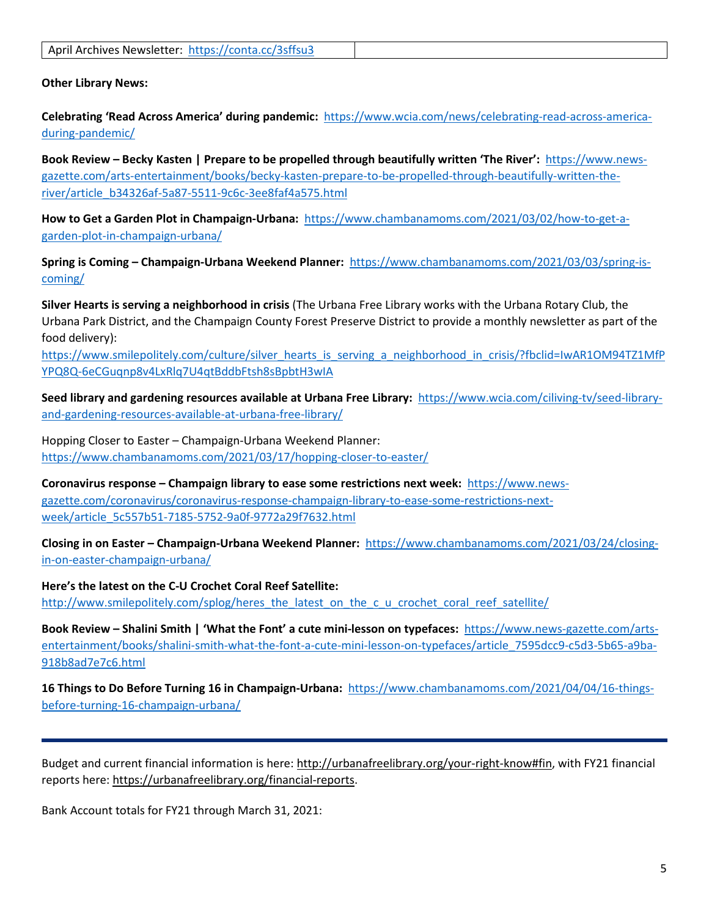| April Archives Newsletter: https://conta.cc/3sffsu3 | |
|---|---|

**Other Library News:**

**Celebrating 'Read Across America' during pandemic:** https://www.wcia.com/news/celebrating-read-across-america-during-pandemic/

**Book Review – Becky Kasten | Prepare to be propelled through beautifully written 'The River':** https://www.news-gazette.com/arts-entertainment/books/becky-kasten-prepare-to-be-propelled-through-beautifully-written-the-river/article_b34326af-5a87-5511-9c6c-3ee8faf4a575.html

**How to Get a Garden Plot in Champaign-Urbana:** https://www.chambanamoms.com/2021/03/02/how-to-get-a-garden-plot-in-champaign-urbana/

**Spring is Coming – Champaign-Urbana Weekend Planner:** https://www.chambanamoms.com/2021/03/03/spring-is-coming/

**Silver Hearts is serving a neighborhood in crisis** (The Urbana Free Library works with the Urbana Rotary Club, the Urbana Park District, and the Champaign County Forest Preserve District to provide a monthly newsletter as part of the food delivery): https://www.smilepolitely.com/culture/silver_hearts_is_serving_a_neighborhood_in_crisis/?fbclid=IwAR1OM94TZ1MfPYPQ8Q-6eCGuqnp8v4LxRlq7U4qtBddbFtsh8sBpbtH3wIA

**Seed library and gardening resources available at Urbana Free Library:** https://www.wcia.com/ciliving-tv/seed-library-and-gardening-resources-available-at-urbana-free-library/

Hopping Closer to Easter – Champaign-Urbana Weekend Planner: https://www.chambanamoms.com/2021/03/17/hopping-closer-to-easter/

**Coronavirus response – Champaign library to ease some restrictions next week:** https://www.news-gazette.com/coronavirus/coronavirus-response-champaign-library-to-ease-some-restrictions-next-week/article_5c557b51-7185-5752-9a0f-9772a29f7632.html

**Closing in on Easter – Champaign-Urbana Weekend Planner:** https://www.chambanamoms.com/2021/03/24/closing-in-on-easter-champaign-urbana/

**Here's the latest on the C-U Crochet Coral Reef Satellite:** http://www.smilepolitely.com/splog/heres_the_latest_on_the_c_u_crochet_coral_reef_satellite/

**Book Review – Shalini Smith | 'What the Font' a cute mini-lesson on typefaces:** https://www.news-gazette.com/arts-entertainment/books/shalini-smith-what-the-font-a-cute-mini-lesson-on-typefaces/article_7595dcc9-c5d3-5b65-a9ba-918b8ad7e7c6.html

**16 Things to Do Before Turning 16 in Champaign-Urbana:** https://www.chambanamoms.com/2021/04/04/16-things-before-turning-16-champaign-urbana/

---

Budget and current financial information is here: http://urbanafreelibrary.org/your-right-know#fin, with FY21 financial reports here: https://urbanafreelibrary.org/financial-reports.

Bank Account totals for FY21 through March 31, 2021: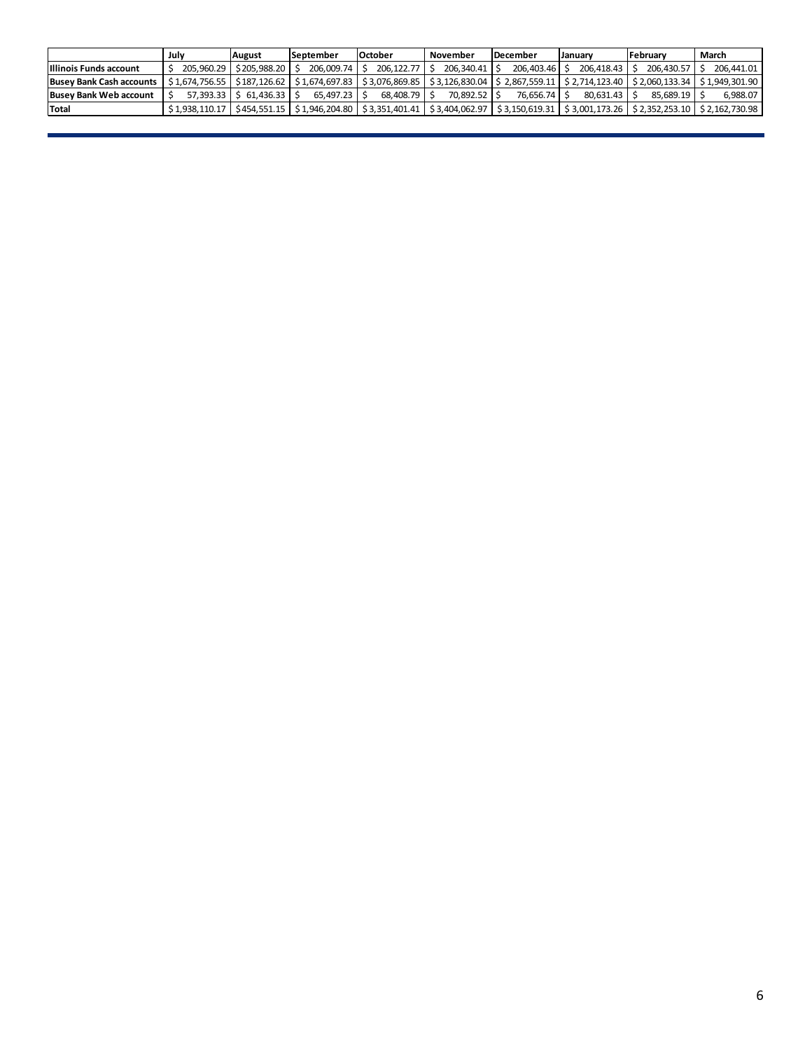| | July | August | September | October | November | December | January | February | March |
|---|---|---|---|---|---|---|---|---|---|
| **Illinois Funds account** | $ 205,960.29 | $205,988.20 | $ 206,009.74 | $ 206,122.77 | $ 206,340.41 | $ 206,403.46 | $ 206,418.43 | $ 206,430.57 | $ 206,441.01 |
| **Busey Bank Cash accounts** | $ 1,674,756.55 | $187,126.62 | $ 1,674,697.83 | $ 3,076,869.85 | $ 3,126,830.04 | $ 2,867,559.11 | $ 2,714,123.40 | $ 2,060,133.34 | $ 1,949,301.90 |
| **Busey Bank Web account** | $ 57,393.33 | $ 61,436.33 | $ 65,497.23 | $ 68,408.79 | $ 70,892.52 | $ 76,656.74 | $ 80,631.43 | $ 85,689.19 | $ 6,988.07 |
| **Total** | $ 1,938,110.17 | $454,551.15 | $ 1,946,204.80 | $ 3,351,401.41 | $ 3,404,062.97 | $ 3,150,619.31 | $ 3,001,173.26 | $ 2,352,253.10 | $ 2,162,730.98 |